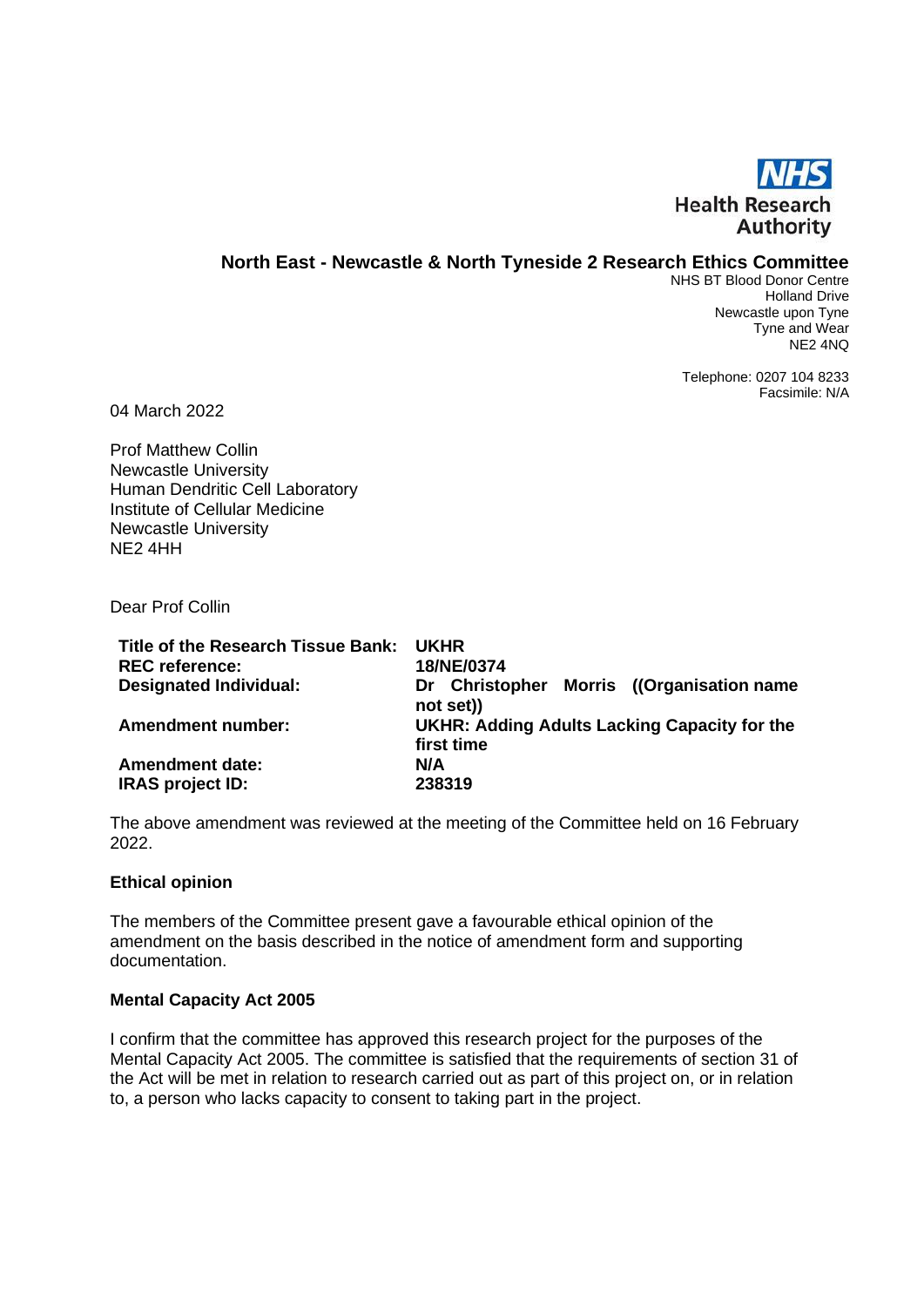NHS
Health Research
Authority

**North East - Newcastle & North Tyneside 2 Research Ethics Committee**

NHS BT Blood Donor Centre
Holland Drive
Newcastle upon Tyne
Tyne and Wear
NE2 4NQ

Telephone: 0207 104 8233
Facsimile: N/A

04 March 2022

Prof Matthew Collin
Newcastle University
Human Dendritic Cell Laboratory
Institute of Cellular Medicine
Newcastle University
NE2 4HH

Dear Prof Collin

| | |
|---|---|
| **Title of the Research Tissue Bank:** | **UKHR** |
| **REC reference:** | **18/NE/0374** |
| **Designated Individual:** | **Dr Christopher Morris ((Organisation name not set))** |
| **Amendment number:** | **UKHR: Adding Adults Lacking Capacity for the first time** |
| **Amendment date:** | **N/A** |
| **IRAS project ID:** | **238319** |

The above amendment was reviewed at the meeting of the Committee held on 16 February 2022.

**Ethical opinion**

The members of the Committee present gave a favourable ethical opinion of the amendment on the basis described in the notice of amendment form and supporting documentation.

**Mental Capacity Act 2005**

I confirm that the committee has approved this research project for the purposes of the Mental Capacity Act 2005. The committee is satisfied that the requirements of section 31 of the Act will be met in relation to research carried out as part of this project on, or in relation to, a person who lacks capacity to consent to taking part in the project.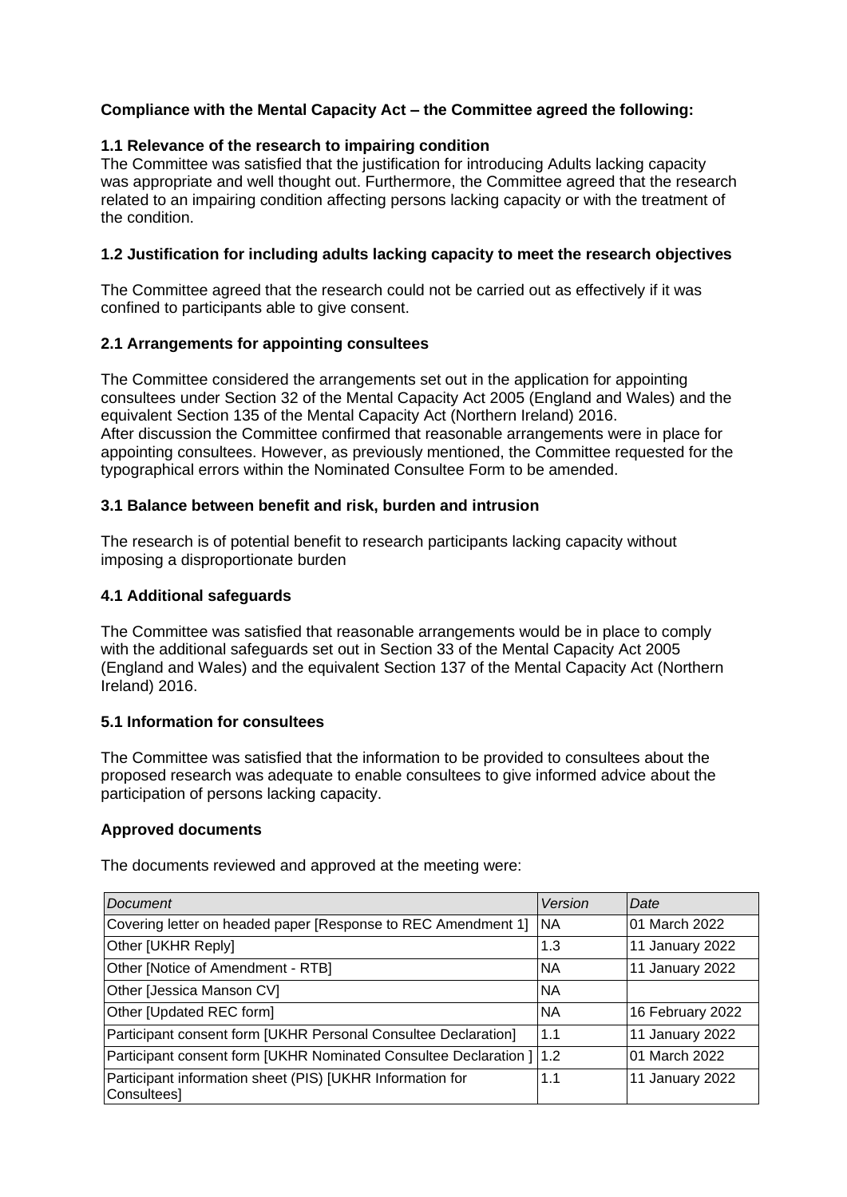**Compliance with the Mental Capacity Act – the Committee agreed the following:**

**1.1 Relevance of the research to impairing condition**

The Committee was satisfied that the justification for introducing Adults lacking capacity was appropriate and well thought out. Furthermore, the Committee agreed that the research related to an impairing condition affecting persons lacking capacity or with the treatment of the condition.

**1.2 Justification for including adults lacking capacity to meet the research objectives**

The Committee agreed that the research could not be carried out as effectively if it was confined to participants able to give consent.

**2.1 Arrangements for appointing consultees**

The Committee considered the arrangements set out in the application for appointing consultees under Section 32 of the Mental Capacity Act 2005 (England and Wales) and the equivalent Section 135 of the Mental Capacity Act (Northern Ireland) 2016.
After discussion the Committee confirmed that reasonable arrangements were in place for appointing consultees. However, as previously mentioned, the Committee requested for the typographical errors within the Nominated Consultee Form to be amended.

**3.1 Balance between benefit and risk, burden and intrusion**

The research is of potential benefit to research participants lacking capacity without imposing a disproportionate burden

**4.1 Additional safeguards**

The Committee was satisfied that reasonable arrangements would be in place to comply with the additional safeguards set out in Section 33 of the Mental Capacity Act 2005 (England and Wales) and the equivalent Section 137 of the Mental Capacity Act (Northern Ireland) 2016.

**5.1 Information for consultees**

The Committee was satisfied that the information to be provided to consultees about the proposed research was adequate to enable consultees to give informed advice about the participation of persons lacking capacity.

**Approved documents**

The documents reviewed and approved at the meeting were:

| *Document* | *Version* | *Date* |
|---|---|---|
| Covering letter on headed paper [Response to REC Amendment 1] | NA | 01 March 2022 |
| Other [UKHR Reply] | 1.3 | 11 January 2022 |
| Other [Notice of Amendment - RTB] | NA | 11 January 2022 |
| Other [Jessica Manson CV] | NA | |
| Other [Updated REC form] | NA | 16 February 2022 |
| Participant consent form [UKHR Personal Consultee Declaration] | 1.1 | 11 January 2022 |
| Participant consent form [UKHR Nominated Consultee Declaration ] | 1.2 | 01 March 2022 |
| Participant information sheet (PIS) [UKHR Information for Consultees] | 1.1 | 11 January 2022 |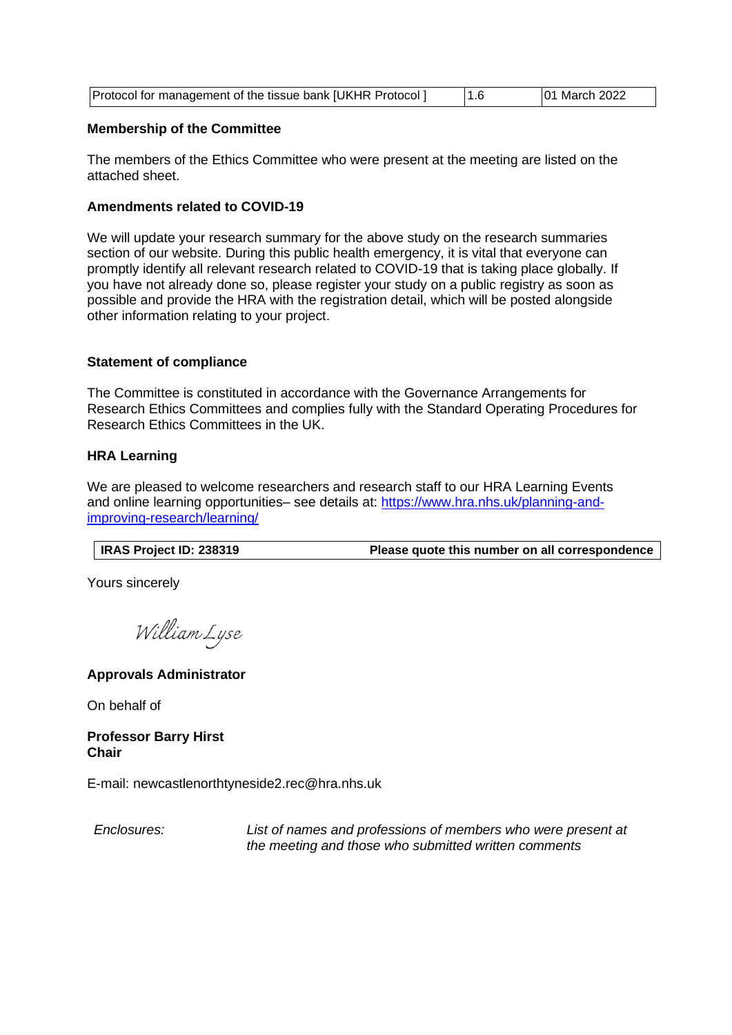| Protocol for management of the tissue bank [UKHR Protocol ] | 1.6 | 01 March 2022 |
|---|---|---|

**Membership of the Committee**

The members of the Ethics Committee who were present at the meeting are listed on the attached sheet.

**Amendments related to COVID-19**

We will update your research summary for the above study on the research summaries section of our website. During this public health emergency, it is vital that everyone can promptly identify all relevant research related to COVID-19 that is taking place globally. If you have not already done so, please register your study on a public registry as soon as possible and provide the HRA with the registration detail, which will be posted alongside other information relating to your project.

**Statement of compliance**

The Committee is constituted in accordance with the Governance Arrangements for Research Ethics Committees and complies fully with the Standard Operating Procedures for Research Ethics Committees in the UK.

**HRA Learning**

We are pleased to welcome researchers and research staff to our HRA Learning Events and online learning opportunities– see details at: [https://www.hra.nhs.uk/planning-and-improving-research/learning/](https://www.hra.nhs.uk/planning-and-improving-research/learning/)

| **IRAS Project ID: 238319** | **Please quote this number on all correspondence** |
|---|---|

Yours sincerely

*William Lyse*

**Approvals Administrator**

On behalf of

**Professor Barry Hirst**
**Chair**

E-mail: newcastlenorthtyneside2.rec@hra.nhs.uk

*Enclosures:* *List of names and professions of members who were present at the meeting and those who submitted written comments*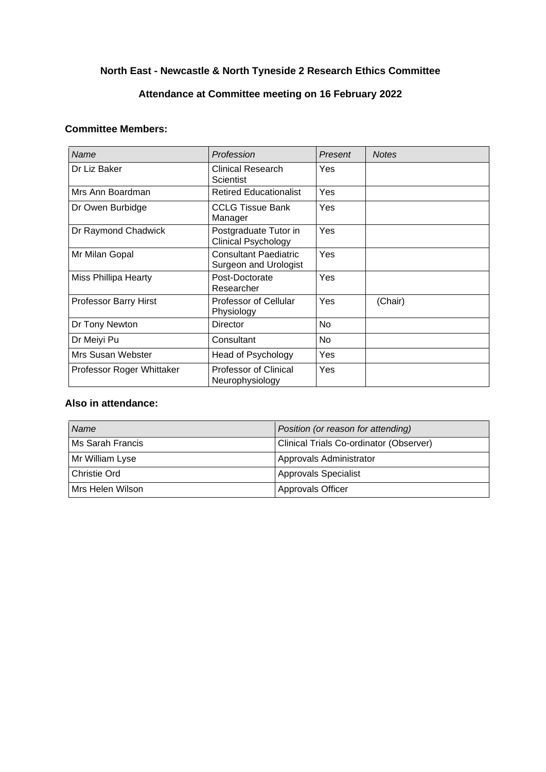## North East - Newcastle & North Tyneside 2 Research Ethics Committee

## Attendance at Committee meeting on 16 February 2022

### Committee Members:

| *Name* | *Profession* | *Present* | *Notes* |
|---|---|---|---|
| Dr Liz Baker | Clinical Research Scientist | Yes | |
| Mrs Ann Boardman | Retired Educationalist | Yes | |
| Dr Owen Burbidge | CCLG Tissue Bank Manager | Yes | |
| Dr Raymond Chadwick | Postgraduate Tutor in Clinical Psychology | Yes | |
| Mr Milan Gopal | Consultant Paediatric Surgeon and Urologist | Yes | |
| Miss Phillipa Hearty | Post-Doctorate Researcher | Yes | |
| Professor Barry Hirst | Professor of Cellular Physiology | Yes | (Chair) |
| Dr Tony Newton | Director | No | |
| Dr Meiyi Pu | Consultant | No | |
| Mrs Susan Webster | Head of Psychology | Yes | |
| Professor Roger Whittaker | Professor of Clinical Neurophysiology | Yes | |

### Also in attendance:

| *Name* | *Position (or reason for attending)* |
|---|---|
| Ms Sarah Francis | Clinical Trials Co-ordinator (Observer) |
| Mr William Lyse | Approvals Administrator |
| Christie Ord | Approvals Specialist |
| Mrs Helen Wilson | Approvals Officer |